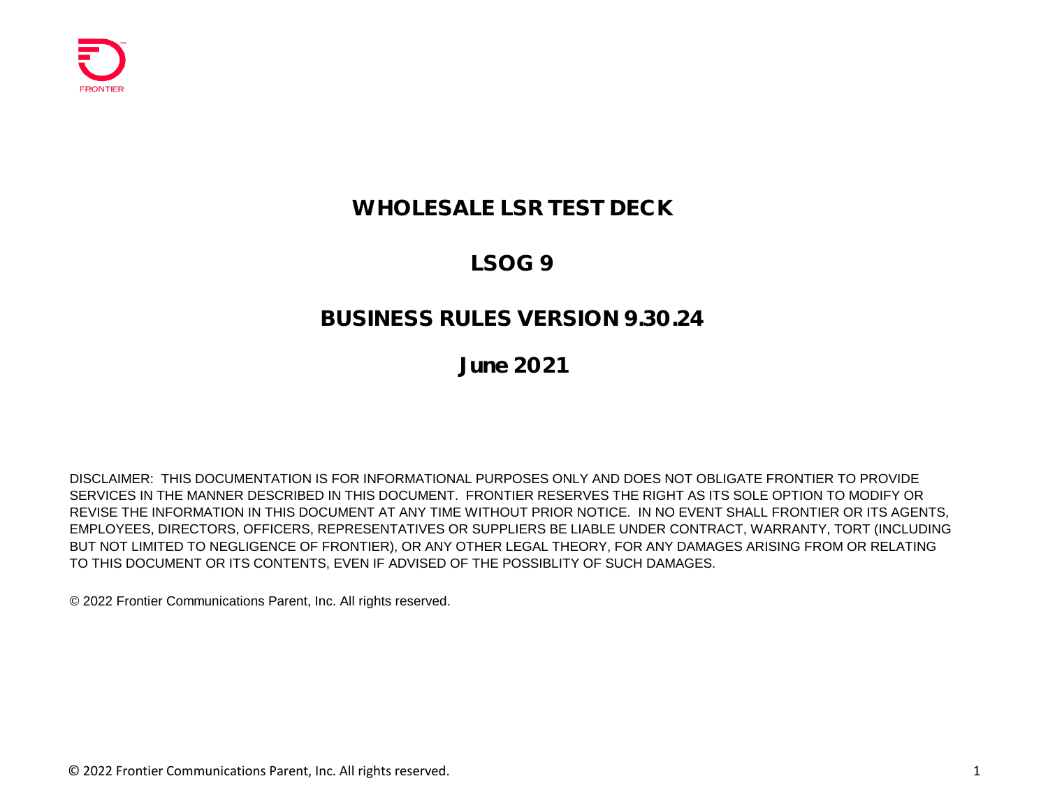FRONTIER

# WHOLESALE LSR TEST DECK

## LSOG 9

## BUSINESS RULES VERSION 9.30.24

## June 2021

DISCLAIMER: THIS DOCUMENTATION IS FOR INFORMATIONAL PURPOSES ONLY AND DOES NOT OBLIGATE FRONTIER TO PROVIDE SERVICES IN THE MANNER DESCRIBED IN THIS DOCUMENT. FRONTIER RESERVES THE RIGHT AS ITS SOLE OPTION TO MODIFY OR REVISE THE INFORMATION IN THIS DOCUMENT AT ANY TIME WITHOUT PRIOR NOTICE. IN NO EVENT SHALL FRONTIER OR ITS AGENTS, EMPLOYEES, DIRECTORS, OFFICERS, REPRESENTATIVES OR SUPPLIERS BE LIABLE UNDER CONTRACT, WARRANTY, TORT (INCLUDING BUT NOT LIMITED TO NEGLIGENCE OF FRONTIER), OR ANY OTHER LEGAL THEORY, FOR ANY DAMAGES ARISING FROM OR RELATING TO THIS DOCUMENT OR ITS CONTENTS, EVEN IF ADVISED OF THE POSSIBLITY OF SUCH DAMAGES.

© 2022 Frontier Communications Parent, Inc. All rights reserved.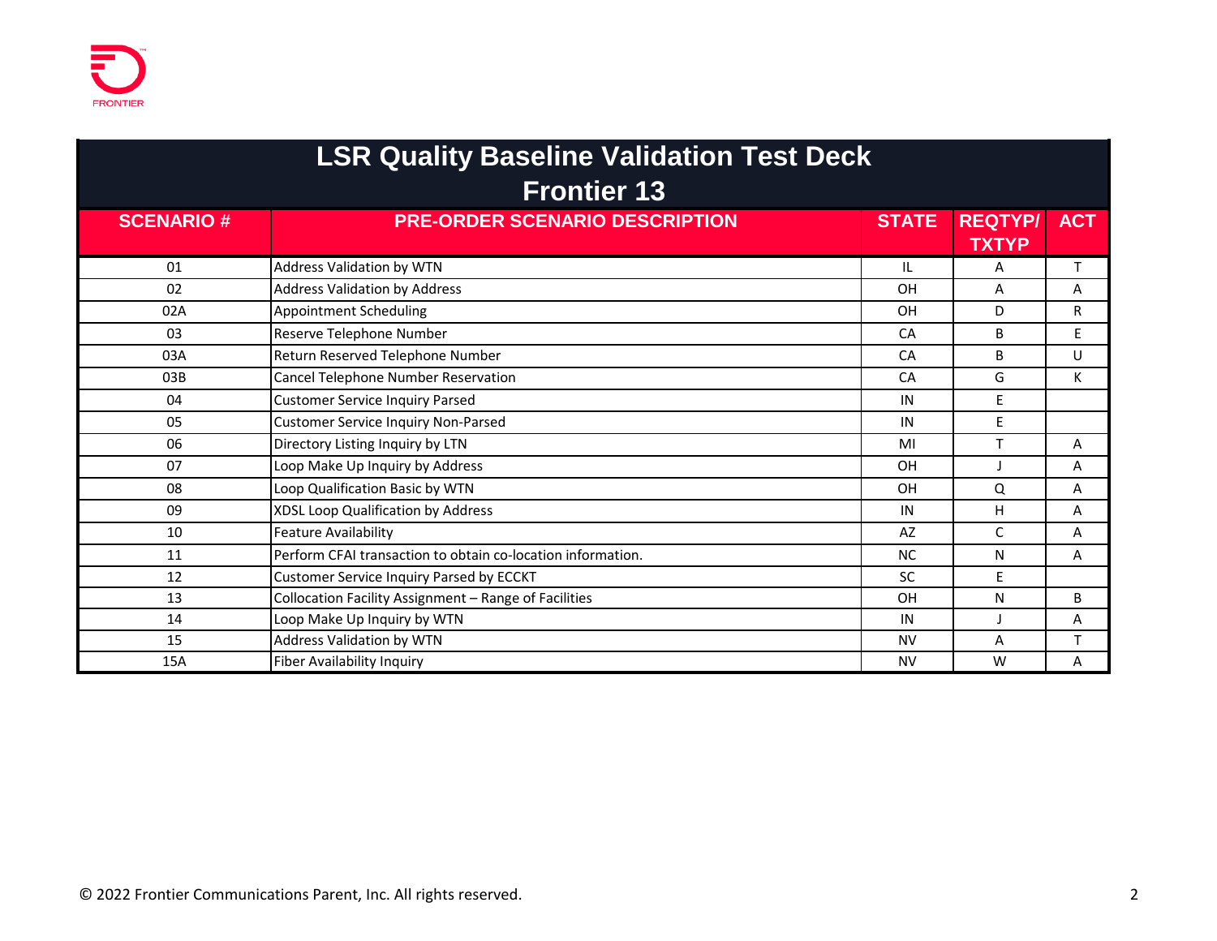# LSR Quality Baseline Validation Test Deck

## Frontier 13

| SCENARIO # | PRE-ORDER SCENARIO DESCRIPTION | STATE | REQTYP/ TXTYP | ACT |
|---|---|---|---|---|
| 01 | Address Validation by WTN | IL | A | T |
| 02 | Address Validation by Address | OH | A | A |
| 02A | Appointment Scheduling | OH | D | R |
| 03 | Reserve Telephone Number | CA | B | E |
| 03A | Return Reserved Telephone Number | CA | B | U |
| 03B | Cancel Telephone Number Reservation | CA | G | K |
| 04 | Customer Service Inquiry Parsed | IN | E | |
| 05 | Customer Service Inquiry Non-Parsed | IN | E | |
| 06 | Directory Listing Inquiry by LTN | MI | T | A |
| 07 | Loop Make Up Inquiry by Address | OH | J | A |
| 08 | Loop Qualification Basic by WTN | OH | Q | A |
| 09 | XDSL Loop Qualification by Address | IN | H | A |
| 10 | Feature Availability | AZ | C | A |
| 11 | Perform CFAI transaction to obtain co-location information. | NC | N | A |
| 12 | Customer Service Inquiry Parsed by ECCKT | SC | E | |
| 13 | Collocation Facility Assignment – Range of Facilities | OH | N | B |
| 14 | Loop Make Up Inquiry by WTN | IN | J | A |
| 15 | Address Validation by WTN | NV | A | T |
| 15A | Fiber Availability Inquiry | NV | W | A |

© 2022 Frontier Communications Parent, Inc. All rights reserved.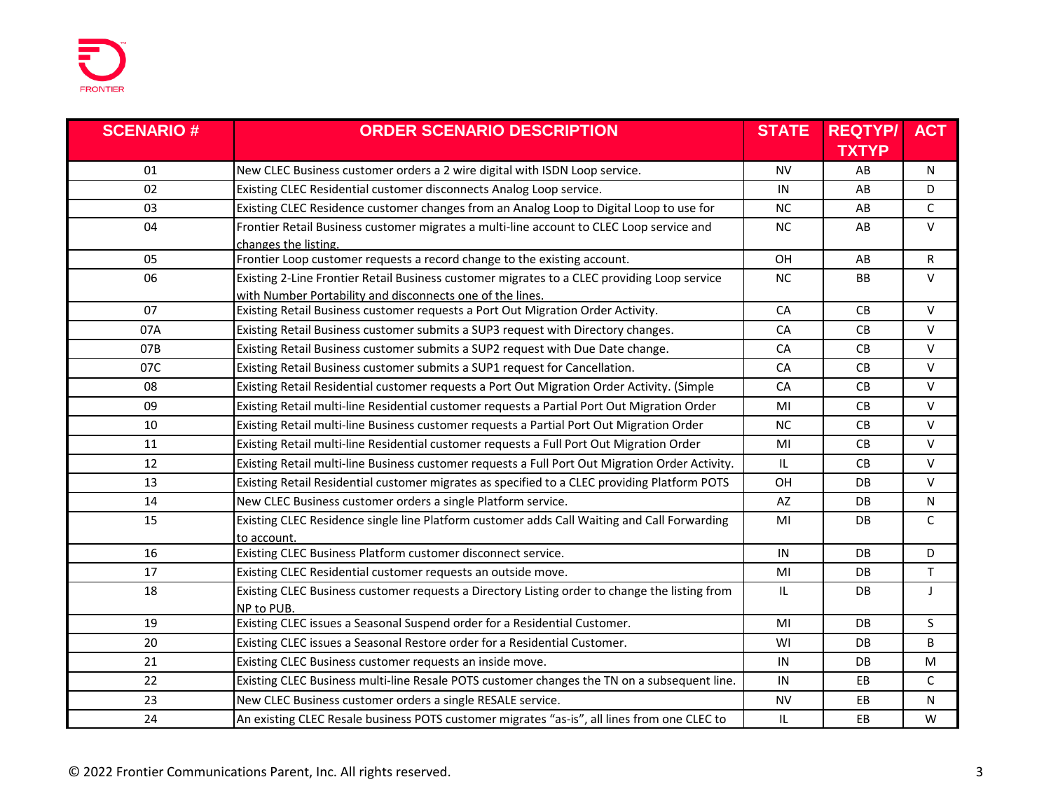| SCENARIO # | ORDER SCENARIO DESCRIPTION | STATE | REQTYP/ TXTYP | ACT |
|---|---|---|---|---|
| 01 | New CLEC Business customer orders a 2 wire digital with ISDN Loop service. | NV | AB | N |
| 02 | Existing CLEC Residential customer disconnects Analog Loop service. | IN | AB | D |
| 03 | Existing CLEC Residence customer changes from an Analog Loop to Digital Loop to use for | NC | AB | C |
| 04 | Frontier Retail Business customer migrates a multi-line account to CLEC Loop service and changes the listing. | NC | AB | V |
| 05 | Frontier Loop customer requests a record change to the existing account. | OH | AB | R |
| 06 | Existing 2-Line Frontier Retail Business customer migrates to a CLEC providing Loop service with Number Portability and disconnects one of the lines. | NC | BB | V |
| 07 | Existing Retail Business customer requests a Port Out Migration Order Activity. | CA | CB | V |
| 07A | Existing Retail Business customer submits a SUP3 request with Directory changes. | CA | CB | V |
| 07B | Existing Retail Business customer submits a SUP2 request with Due Date change. | CA | CB | V |
| 07C | Existing Retail Business customer submits a SUP1 request for Cancellation. | CA | CB | V |
| 08 | Existing Retail Residential customer requests a Port Out Migration Order Activity. (Simple | CA | CB | V |
| 09 | Existing Retail multi-line Residential customer requests a Partial Port Out Migration Order | MI | CB | V |
| 10 | Existing Retail multi-line Business customer requests a Partial Port Out Migration Order | NC | CB | V |
| 11 | Existing Retail multi-line Residential customer requests a Full Port Out Migration Order | MI | CB | V |
| 12 | Existing Retail multi-line Business customer requests a Full Port Out Migration Order Activity. | IL | CB | V |
| 13 | Existing Retail Residential customer migrates as specified to a CLEC providing Platform POTS | OH | DB | V |
| 14 | New CLEC Business customer orders a single Platform service. | AZ | DB | N |
| 15 | Existing CLEC Residence single line Platform customer adds Call Waiting and Call Forwarding to account. | MI | DB | C |
| 16 | Existing CLEC Business Platform customer disconnect service. | IN | DB | D |
| 17 | Existing CLEC Residential customer requests an outside move. | MI | DB | T |
| 18 | Existing CLEC Business customer requests a Directory Listing order to change the listing from NP to PUB. | IL | DB | J |
| 19 | Existing CLEC issues a Seasonal Suspend order for a Residential Customer. | MI | DB | S |
| 20 | Existing CLEC issues a Seasonal Restore order for a Residential Customer. | WI | DB | B |
| 21 | Existing CLEC Business customer requests an inside move. | IN | DB | M |
| 22 | Existing CLEC Business multi-line Resale POTS customer changes the TN on a subsequent line. | IN | EB | C |
| 23 | New CLEC Business customer orders a single RESALE service. | NV | EB | N |
| 24 | An existing CLEC Resale business POTS customer migrates "as-is", all lines from one CLEC to | IL | EB | W |

© 2022 Frontier Communications Parent, Inc. All rights reserved.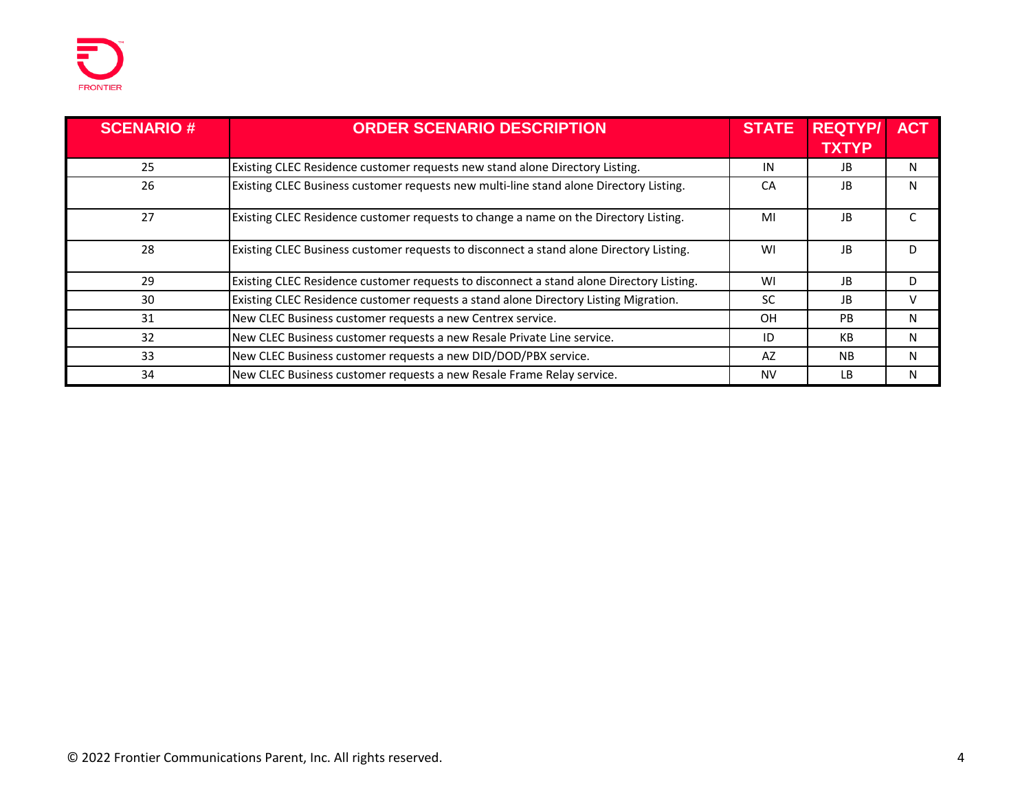| SCENARIO # | ORDER SCENARIO DESCRIPTION | STATE | REQTYP/ TXTYP | ACT |
|---|---|---|---|---|
| 25 | Existing CLEC Residence customer requests new stand alone Directory Listing. | IN | JB | N |
| 26 | Existing CLEC Business customer requests new multi-line stand alone Directory Listing. | CA | JB | N |
| 27 | Existing CLEC Residence customer requests to change a name on the Directory Listing. | MI | JB | C |
| 28 | Existing CLEC Business customer requests to disconnect a stand alone Directory Listing. | WI | JB | D |
| 29 | Existing CLEC Residence customer requests to disconnect a stand alone Directory Listing. | WI | JB | D |
| 30 | Existing CLEC Residence customer requests a stand alone Directory Listing Migration. | SC | JB | V |
| 31 | New CLEC Business customer requests a new Centrex service. | OH | PB | N |
| 32 | New CLEC Business customer requests a new Resale Private Line service. | ID | KB | N |
| 33 | New CLEC Business customer requests a new DID/DOD/PBX service. | AZ | NB | N |
| 34 | New CLEC Business customer requests a new Resale Frame Relay service. | NV | LB | N |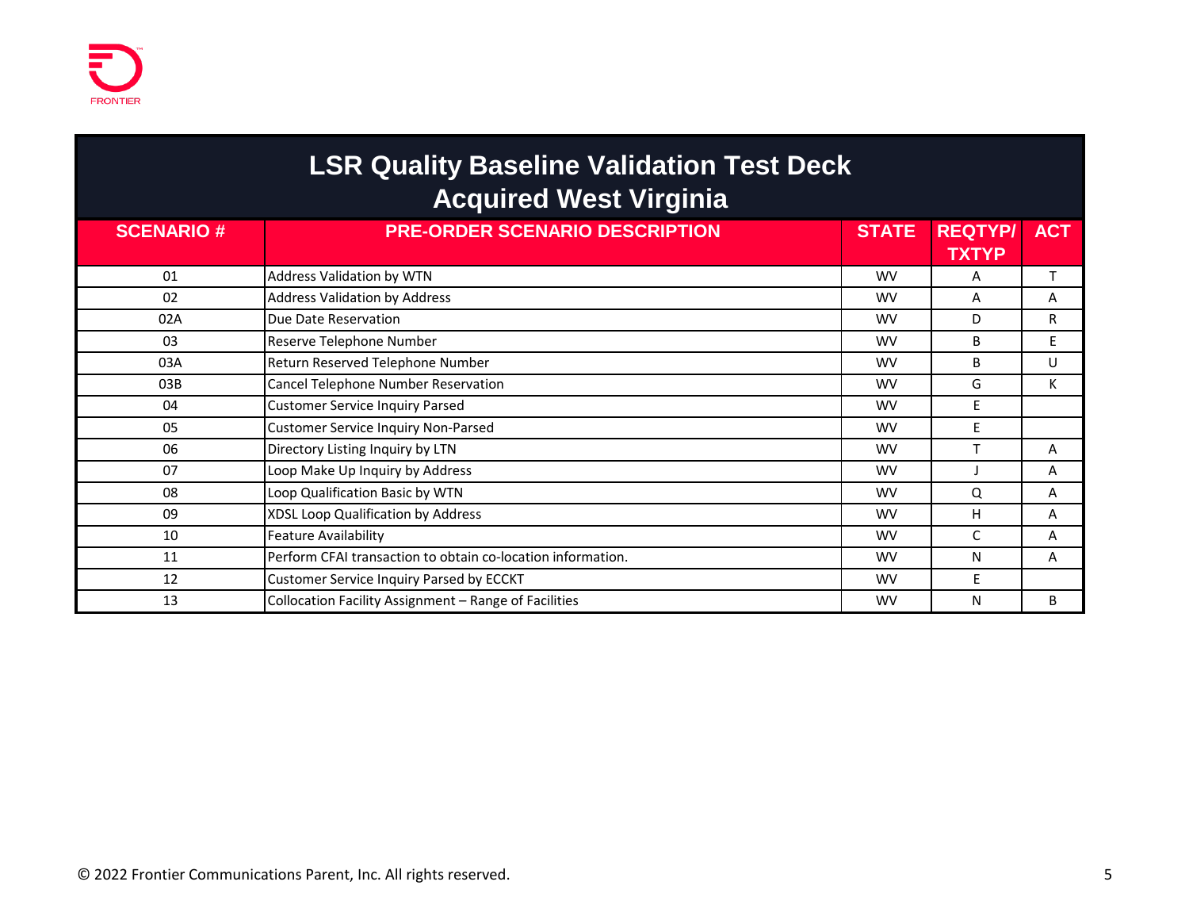# LSR Quality Baseline Validation Test Deck
## Acquired West Virginia

| SCENARIO # | PRE-ORDER SCENARIO DESCRIPTION | STATE | REQTYP/ TXTYP | ACT |
|---|---|---|---|---|
| 01 | Address Validation by WTN | WV | A | T |
| 02 | Address Validation by Address | WV | A | A |
| 02A | Due Date Reservation | WV | D | R |
| 03 | Reserve Telephone Number | WV | B | E |
| 03A | Return Reserved Telephone Number | WV | B | U |
| 03B | Cancel Telephone Number Reservation | WV | G | K |
| 04 | Customer Service Inquiry Parsed | WV | E | |
| 05 | Customer Service Inquiry Non-Parsed | WV | E | |
| 06 | Directory Listing Inquiry by LTN | WV | T | A |
| 07 | Loop Make Up Inquiry by Address | WV | J | A |
| 08 | Loop Qualification Basic by WTN | WV | Q | A |
| 09 | XDSL Loop Qualification by Address | WV | H | A |
| 10 | Feature Availability | WV | C | A |
| 11 | Perform CFAI transaction to obtain co-location information. | WV | N | A |
| 12 | Customer Service Inquiry Parsed by ECCKT | WV | E | |
| 13 | Collocation Facility Assignment – Range of Facilities | WV | N | B |

© 2022 Frontier Communications Parent, Inc. All rights reserved.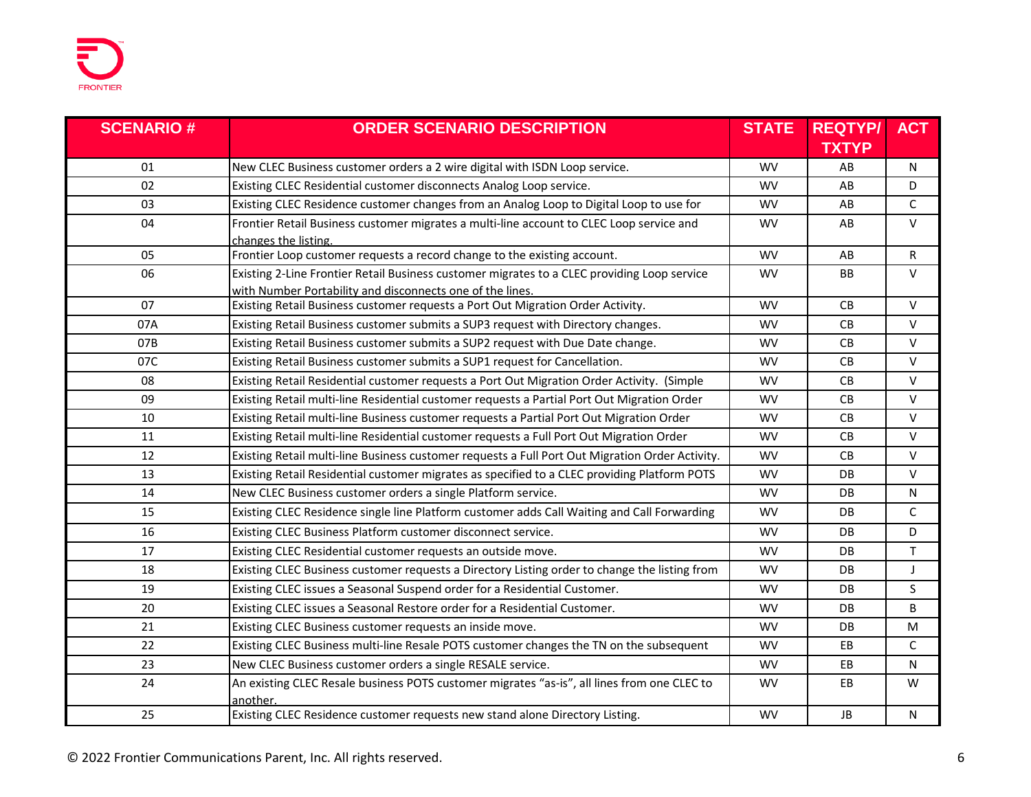| SCENARIO # | ORDER SCENARIO DESCRIPTION | STATE | REQTYP/ TXTYP | ACT |
|---|---|---|---|---|
| 01 | New CLEC Business customer orders a 2 wire digital with ISDN Loop service. | WV | AB | N |
| 02 | Existing CLEC Residential customer disconnects Analog Loop service. | WV | AB | D |
| 03 | Existing CLEC Residence customer changes from an Analog Loop to Digital Loop to use for | WV | AB | C |
| 04 | Frontier Retail Business customer migrates a multi-line account to CLEC Loop service and changes the listing. | WV | AB | V |
| 05 | Frontier Loop customer requests a record change to the existing account. | WV | AB | R |
| 06 | Existing 2-Line Frontier Retail Business customer migrates to a CLEC providing Loop service with Number Portability and disconnects one of the lines. | WV | BB | V |
| 07 | Existing Retail Business customer requests a Port Out Migration Order Activity. | WV | CB | V |
| 07A | Existing Retail Business customer submits a SUP3 request with Directory changes. | WV | CB | V |
| 07B | Existing Retail Business customer submits a SUP2 request with Due Date change. | WV | CB | V |
| 07C | Existing Retail Business customer submits a SUP1 request for Cancellation. | WV | CB | V |
| 08 | Existing Retail Residential customer requests a Port Out Migration Order Activity. (Simple | WV | CB | V |
| 09 | Existing Retail multi-line Residential customer requests a Partial Port Out Migration Order | WV | CB | V |
| 10 | Existing Retail multi-line Business customer requests a Partial Port Out Migration Order | WV | CB | V |
| 11 | Existing Retail multi-line Residential customer requests a Full Port Out Migration Order | WV | CB | V |
| 12 | Existing Retail multi-line Business customer requests a Full Port Out Migration Order Activity. | WV | CB | V |
| 13 | Existing Retail Residential customer migrates as specified to a CLEC providing Platform POTS | WV | DB | V |
| 14 | New CLEC Business customer orders a single Platform service. | WV | DB | N |
| 15 | Existing CLEC Residence single line Platform customer adds Call Waiting and Call Forwarding | WV | DB | C |
| 16 | Existing CLEC Business Platform customer disconnect service. | WV | DB | D |
| 17 | Existing CLEC Residential customer requests an outside move. | WV | DB | T |
| 18 | Existing CLEC Business customer requests a Directory Listing order to change the listing from | WV | DB | J |
| 19 | Existing CLEC issues a Seasonal Suspend order for a Residential Customer. | WV | DB | S |
| 20 | Existing CLEC issues a Seasonal Restore order for a Residential Customer. | WV | DB | B |
| 21 | Existing CLEC Business customer requests an inside move. | WV | DB | M |
| 22 | Existing CLEC Business multi-line Resale POTS customer changes the TN on the subsequent | WV | EB | C |
| 23 | New CLEC Business customer orders a single RESALE service. | WV | EB | N |
| 24 | An existing CLEC Resale business POTS customer migrates "as-is", all lines from one CLEC to another. | WV | EB | W |
| 25 | Existing CLEC Residence customer requests new stand alone Directory Listing. | WV | JB | N |

© 2022 Frontier Communications Parent, Inc. All rights reserved.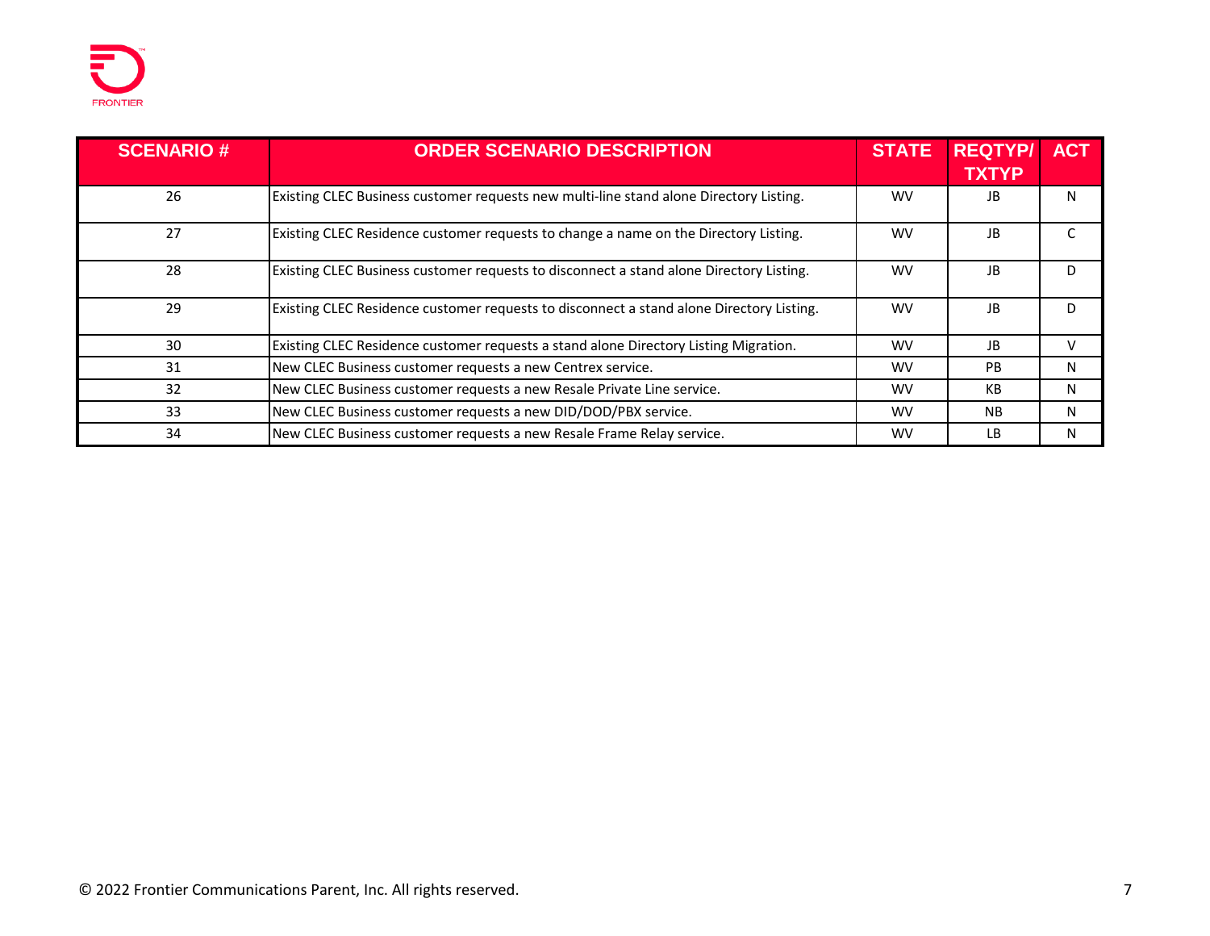| SCENARIO # | ORDER SCENARIO DESCRIPTION | STATE | REQTYP/ TXTYP | ACT |
|---|---|---|---|---|
| 26 | Existing CLEC Business customer requests new multi-line stand alone Directory Listing. | WV | JB | N |
| 27 | Existing CLEC Residence customer requests to change a name on the Directory Listing. | WV | JB | C |
| 28 | Existing CLEC Business customer requests to disconnect a stand alone Directory Listing. | WV | JB | D |
| 29 | Existing CLEC Residence customer requests to disconnect a stand alone Directory Listing. | WV | JB | D |
| 30 | Existing CLEC Residence customer requests a stand alone Directory Listing Migration. | WV | JB | V |
| 31 | New CLEC Business customer requests a new Centrex service. | WV | PB | N |
| 32 | New CLEC Business customer requests a new Resale Private Line service. | WV | KB | N |
| 33 | New CLEC Business customer requests a new DID/DOD/PBX service. | WV | NB | N |
| 34 | New CLEC Business customer requests a new Resale Frame Relay service. | WV | LB | N |

© 2022 Frontier Communications Parent, Inc. All rights reserved.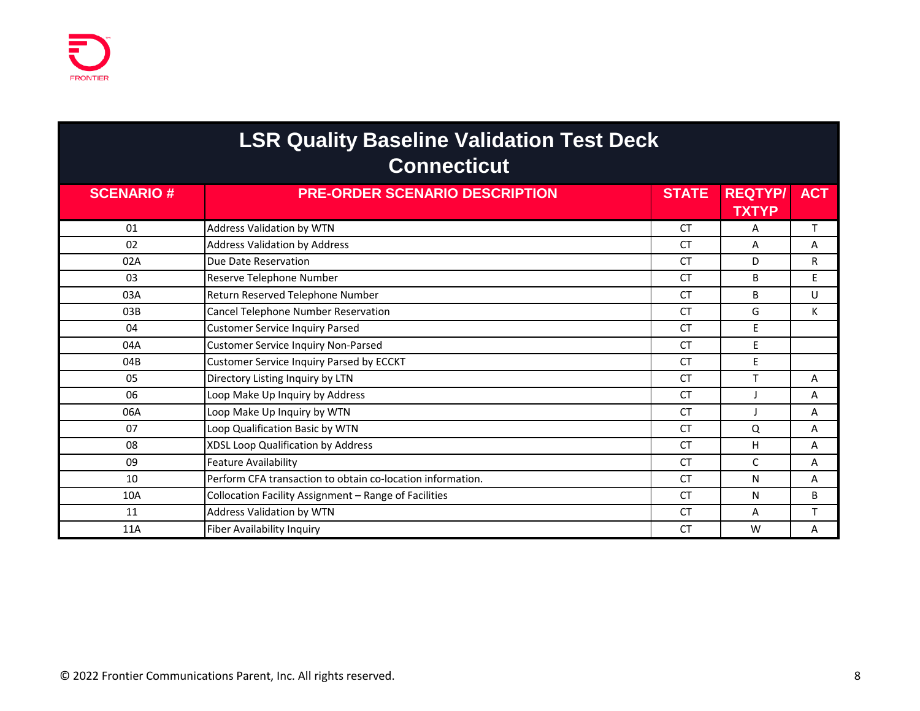# LSR Quality Baseline Validation Test Deck
## Connecticut

| SCENARIO # | PRE-ORDER SCENARIO DESCRIPTION | STATE | REQTYP/ TXTYP | ACT |
|---|---|---|---|---|
| 01 | Address Validation by WTN | CT | A | T |
| 02 | Address Validation by Address | CT | A | A |
| 02A | Due Date Reservation | CT | D | R |
| 03 | Reserve Telephone Number | CT | B | E |
| 03A | Return Reserved Telephone Number | CT | B | U |
| 03B | Cancel Telephone Number Reservation | CT | G | K |
| 04 | Customer Service Inquiry Parsed | CT | E | |
| 04A | Customer Service Inquiry Non-Parsed | CT | E | |
| 04B | Customer Service Inquiry Parsed by ECCKT | CT | E | |
| 05 | Directory Listing Inquiry by LTN | CT | T | A |
| 06 | Loop Make Up Inquiry by Address | CT | J | A |
| 06A | Loop Make Up Inquiry by WTN | CT | J | A |
| 07 | Loop Qualification Basic by WTN | CT | Q | A |
| 08 | XDSL Loop Qualification by Address | CT | H | A |
| 09 | Feature Availability | CT | C | A |
| 10 | Perform CFA transaction to obtain co-location information. | CT | N | A |
| 10A | Collocation Facility Assignment – Range of Facilities | CT | N | B |
| 11 | Address Validation by WTN | CT | A | T |
| 11A | Fiber Availability Inquiry | CT | W | A |

© 2022 Frontier Communications Parent, Inc. All rights reserved.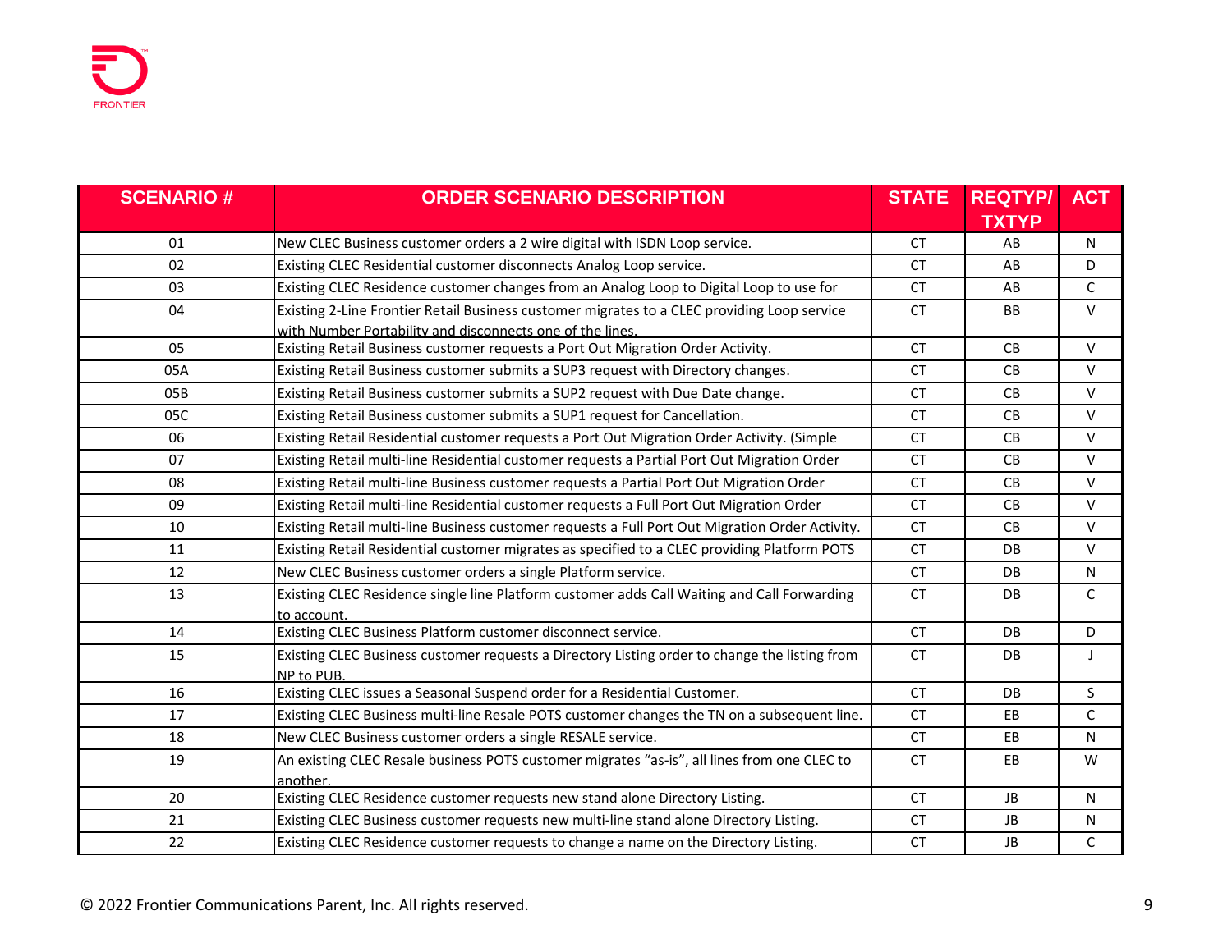| SCENARIO # | ORDER SCENARIO DESCRIPTION | STATE | REQTYP/ TXTYP | ACT |
|---|---|---|---|---|
| 01 | New CLEC Business customer orders a 2 wire digital with ISDN Loop service. | CT | AB | N |
| 02 | Existing CLEC Residential customer disconnects Analog Loop service. | CT | AB | D |
| 03 | Existing CLEC Residence customer changes from an Analog Loop to Digital Loop to use for | CT | AB | C |
| 04 | Existing 2-Line Frontier Retail Business customer migrates to a CLEC providing Loop service with Number Portability and disconnects one of the lines. | CT | BB | V |
| 05 | Existing Retail Business customer requests a Port Out Migration Order Activity. | CT | CB | V |
| 05A | Existing Retail Business customer submits a SUP3 request with Directory changes. | CT | CB | V |
| 05B | Existing Retail Business customer submits a SUP2 request with Due Date change. | CT | CB | V |
| 05C | Existing Retail Business customer submits a SUP1 request for Cancellation. | CT | CB | V |
| 06 | Existing Retail Residential customer requests a Port Out Migration Order Activity. (Simple | CT | CB | V |
| 07 | Existing Retail multi-line Residential customer requests a Partial Port Out Migration Order | CT | CB | V |
| 08 | Existing Retail multi-line Business customer requests a Partial Port Out Migration Order | CT | CB | V |
| 09 | Existing Retail multi-line Residential customer requests a Full Port Out Migration Order | CT | CB | V |
| 10 | Existing Retail multi-line Business customer requests a Full Port Out Migration Order Activity. | CT | CB | V |
| 11 | Existing Retail Residential customer migrates as specified to a CLEC providing Platform POTS | CT | DB | V |
| 12 | New CLEC Business customer orders a single Platform service. | CT | DB | N |
| 13 | Existing CLEC Residence single line Platform customer adds Call Waiting and Call Forwarding to account. | CT | DB | C |
| 14 | Existing CLEC Business Platform customer disconnect service. | CT | DB | D |
| 15 | Existing CLEC Business customer requests a Directory Listing order to change the listing from NP to PUB. | CT | DB | J |
| 16 | Existing CLEC issues a Seasonal Suspend order for a Residential Customer. | CT | DB | S |
| 17 | Existing CLEC Business multi-line Resale POTS customer changes the TN on a subsequent line. | CT | EB | C |
| 18 | New CLEC Business customer orders a single RESALE service. | CT | EB | N |
| 19 | An existing CLEC Resale business POTS customer migrates "as-is", all lines from one CLEC to another. | CT | EB | W |
| 20 | Existing CLEC Residence customer requests new stand alone Directory Listing. | CT | JB | N |
| 21 | Existing CLEC Business customer requests new multi-line stand alone Directory Listing. | CT | JB | N |
| 22 | Existing CLEC Residence customer requests to change a name on the Directory Listing. | CT | JB | C |

© 2022 Frontier Communications Parent, Inc. All rights reserved.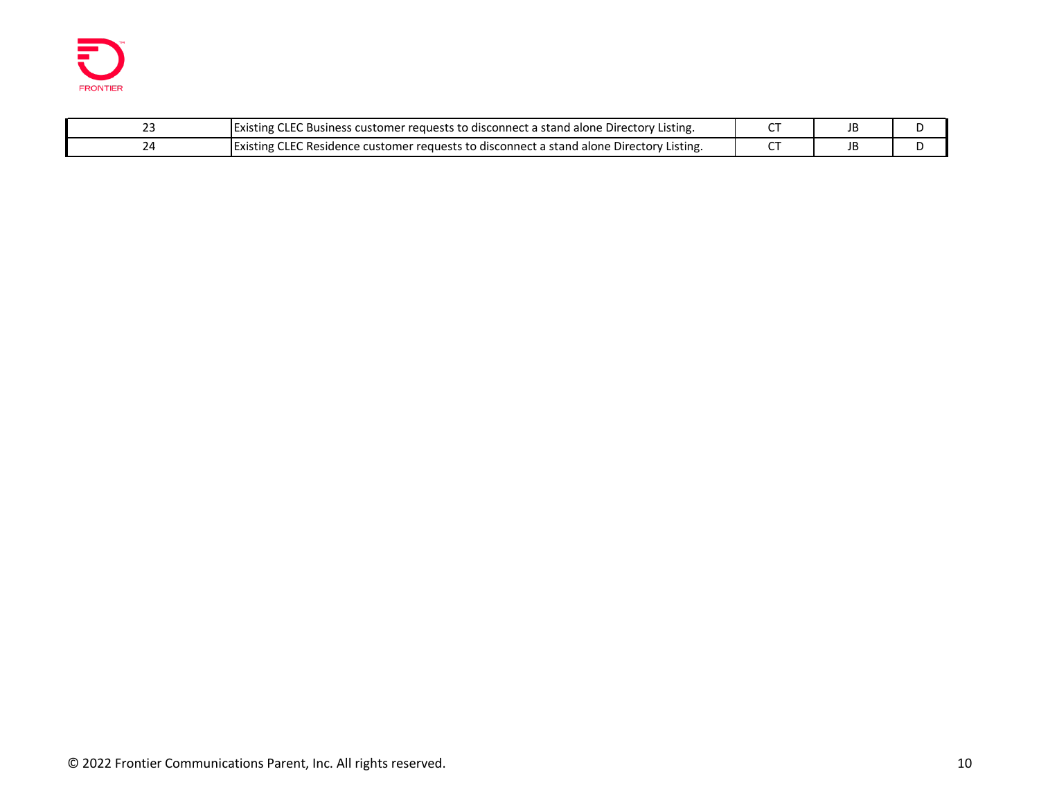| | | | | |
|---|---|---|---|---|
| 23 | Existing CLEC Business customer requests to disconnect a stand alone Directory Listing. | CT | JB | D |
| 24 | Existing CLEC Residence customer requests to disconnect a stand alone Directory Listing. | CT | JB | D |